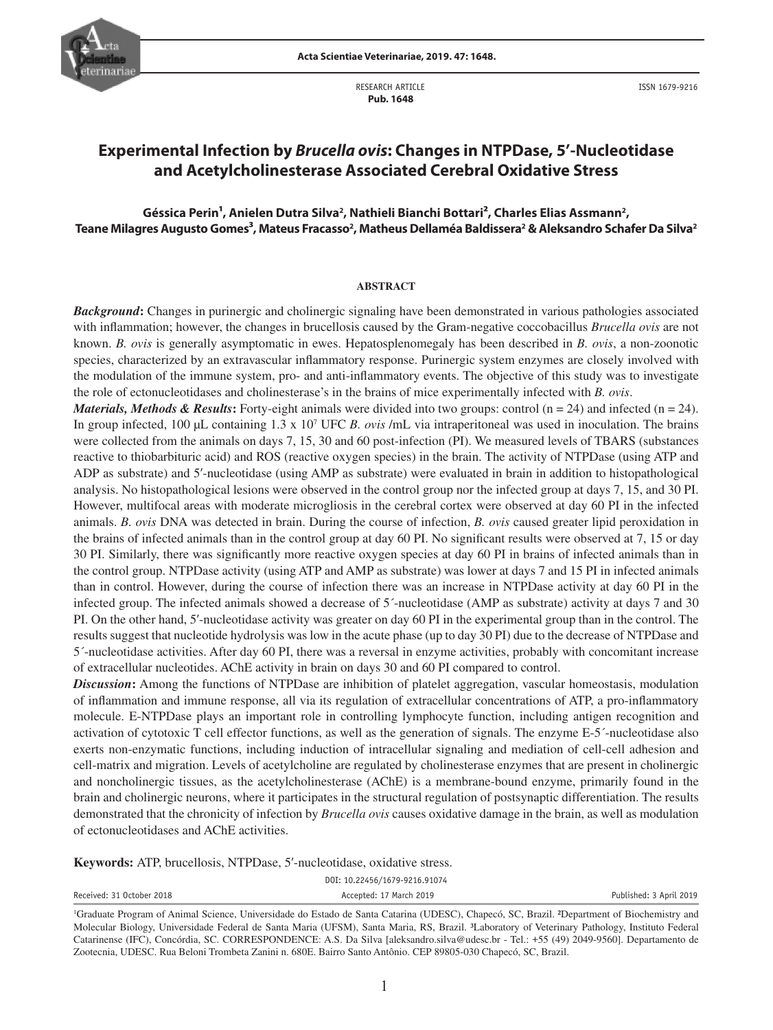RESEARCH ARTICLE
**Pub. 1648**

ISSN 1679-9216

# Experimental Infection by *Brucella ovis*: Changes in NTPDase, 5′-Nucleotidase and Acetylcholinesterase Associated Cerebral Oxidative Stress

**Géssica Perin[1], Anielen Dutra Silva[2], Nathieli Bianchi Bottari[2], Charles Elias Assmann[2], Teane Milagres Augusto Gomes[3], Mateus Fracasso[2], Matheus Dellaméa Baldissera[2] & Aleksandro Schafer Da Silva[2]**

## ABSTRACT

***Background*:** Changes in purinergic and cholinergic signaling have been demonstrated in various pathologies associated with inflammation; however, the changes in brucellosis caused by the Gram-negative coccobacillus *Brucella ovis* are not known. *B. ovis* is generally asymptomatic in ewes. Hepatosplenomegaly has been described in *B. ovis*, a non-zoonotic species, characterized by an extravascular inflammatory response. Purinergic system enzymes are closely involved with the modulation of the immune system, pro- and anti-inflammatory events. The objective of this study was to investigate the role of ectonucleotidases and cholinesterase's in the brains of mice experimentally infected with *B. ovis*.

***Materials, Methods & Results*:** Forty-eight animals were divided into two groups: control (n = 24) and infected (n = 24). In group infected, 100 µL containing 1.3 x $10^7$ UFC *B. ovis* /mL via intraperitoneal was used in inoculation. The brains were collected from the animals on days 7, 15, 30 and 60 post-infection (PI). We measured levels of TBARS (substances reactive to thiobarbituric acid) and ROS (reactive oxygen species) in the brain. The activity of NTPDase (using ATP and ADP as substrate) and 5′-nucleotidase (using AMP as substrate) were evaluated in brain in addition to histopathological analysis. No histopathological lesions were observed in the control group nor the infected group at days 7, 15, and 30 PI. However, multifocal areas with moderate microgliosis in the cerebral cortex were observed at day 60 PI in the infected animals. *B. ovis* DNA was detected in brain. During the course of infection, *B. ovis* caused greater lipid peroxidation in the brains of infected animals than in the control group at day 60 PI. No significant results were observed at 7, 15 or day 30 PI. Similarly, there was significantly more reactive oxygen species at day 60 PI in brains of infected animals than in the control group. NTPDase activity (using ATP and AMP as substrate) was lower at days 7 and 15 PI in infected animals than in control. However, during the course of infection there was an increase in NTPDase activity at day 60 PI in the infected group. The infected animals showed a decrease of 5´-nucleotidase (AMP as substrate) activity at days 7 and 30 PI. On the other hand, 5′-nucleotidase activity was greater on day 60 PI in the experimental group than in the control. The results suggest that nucleotide hydrolysis was low in the acute phase (up to day 30 PI) due to the decrease of NTPDase and 5´-nucleotidase activities. After day 60 PI, there was a reversal in enzyme activities, probably with concomitant increase of extracellular nucleotides. AChE activity in brain on days 30 and 60 PI compared to control.

***Discussion*:** Among the functions of NTPDase are inhibition of platelet aggregation, vascular homeostasis, modulation of inflammation and immune response, all via its regulation of extracellular concentrations of ATP, a pro-inflammatory molecule. E-NTPDase plays an important role in controlling lymphocyte function, including antigen recognition and activation of cytotoxic T cell effector functions, as well as the generation of signals. The enzyme E-5´-nucleotidase also exerts non-enzymatic functions, including induction of intracellular signaling and mediation of cell-cell adhesion and cell-matrix and migration. Levels of acetylcholine are regulated by cholinesterase enzymes that are present in cholinergic and noncholinergic tissues, as the acetylcholinesterase (AChE) is a membrane-bound enzyme, primarily found in the brain and cholinergic neurons, where it participates in the structural regulation of postsynaptic differentiation. The results demonstrated that the chronicity of infection by *Brucella ovis* causes oxidative damage in the brain, as well as modulation of ectonucleotidases and AChE activities.

**Keywords:** ATP, brucellosis, NTPDase, 5′-nucleotidase, oxidative stress.

DOI: 10.22456/1679-9216.91074

Received: 31 October 2018 | Accepted: 17 March 2019 | Published: 3 April 2019

[1]Graduate Program of Animal Science, Universidade do Estado de Santa Catarina (UDESC), Chapecó, SC, Brazil. [2]Department of Biochemistry and Molecular Biology, Universidade Federal de Santa Maria (UFSM), Santa Maria, RS, Brazil. [3]Laboratory of Veterinary Pathology, Instituto Federal Catarinense (IFC), Concórdia, SC. CORRESPONDENCE: A.S. Da Silva [aleksandro.silva@udesc.br - Tel.: +55 (49) 2049-9560]. Departamento de Zootecnia, UDESC. Rua Beloni Trombeta Zanini n. 680E. Bairro Santo Antônio. CEP 89805-030 Chapecó, SC, Brazil.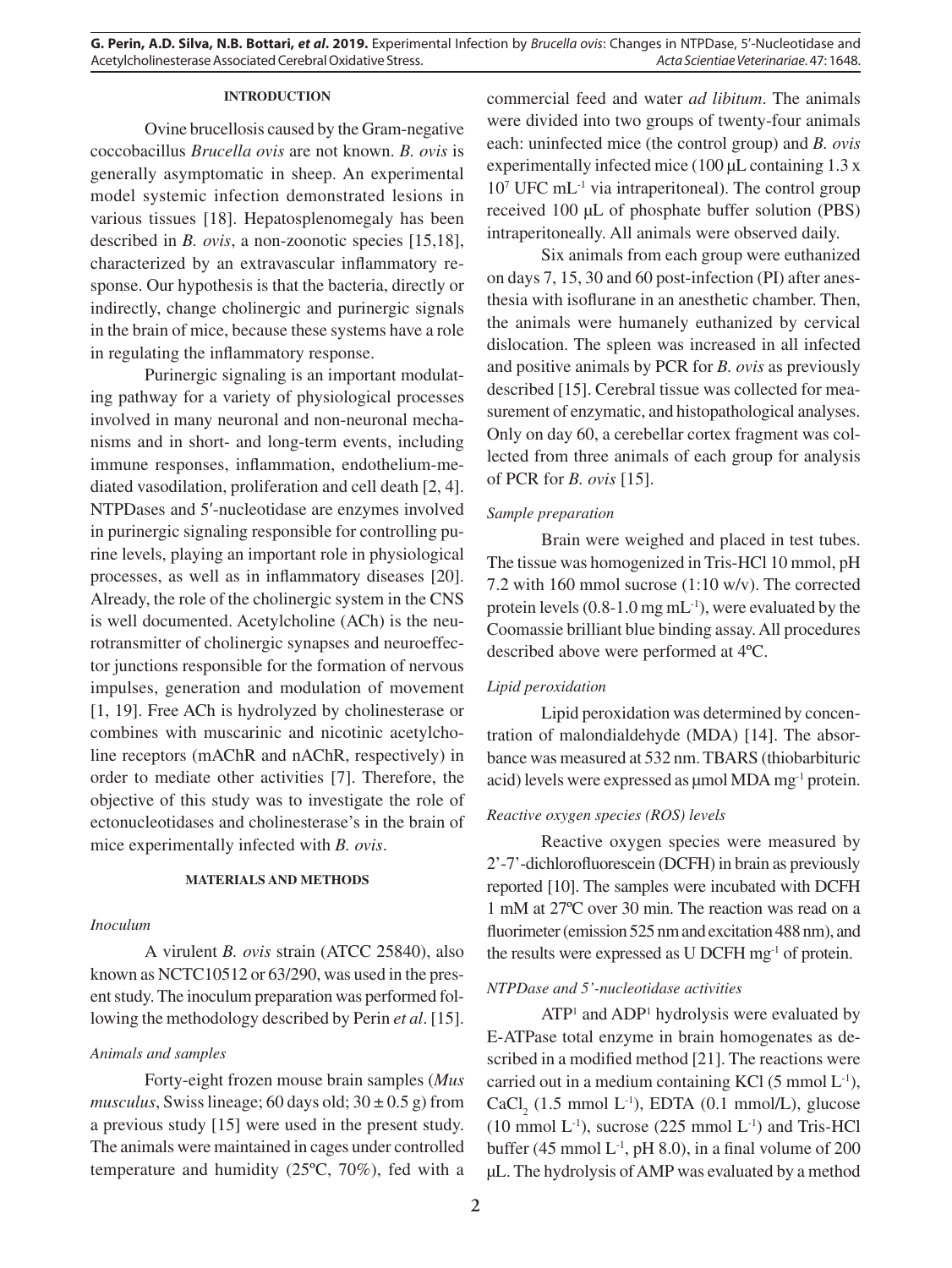## INTRODUCTION

Ovine brucellosis caused by the Gram-negative coccobacillus *Brucella ovis* are not known. *B. ovis* is generally asymptomatic in sheep. An experimental model systemic infection demonstrated lesions in various tissues [18]. Hepatosplenomegaly has been described in *B. ovis*, a non-zoonotic species [15,18], characterized by an extravascular inflammatory response. Our hypothesis is that the bacteria, directly or indirectly, change cholinergic and purinergic signals in the brain of mice, because these systems have a role in regulating the inflammatory response.

Purinergic signaling is an important modulating pathway for a variety of physiological processes involved in many neuronal and non-neuronal mechanisms and in short- and long-term events, including immune responses, inflammation, endothelium-mediated vasodilation, proliferation and cell death [2, 4]. NTPDases and 5′-nucleotidase are enzymes involved in purinergic signaling responsible for controlling purine levels, playing an important role in physiological processes, as well as in inflammatory diseases [20]. Already, the role of the cholinergic system in the CNS is well documented. Acetylcholine (ACh) is the neurotransmitter of cholinergic synapses and neuroeffector junctions responsible for the formation of nervous impulses, generation and modulation of movement [1, 19]. Free ACh is hydrolyzed by cholinesterase or combines with muscarinic and nicotinic acetylcholine receptors (mAChR and nAChR, respectively) in order to mediate other activities [7]. Therefore, the objective of this study was to investigate the role of ectonucleotidases and cholinesterase's in the brain of mice experimentally infected with *B. ovis*.

## MATERIALS AND METHODS

### *Inoculum*

A virulent *B. ovis* strain (ATCC 25840), also known as NCTC10512 or 63/290, was used in the present study. The inoculum preparation was performed following the methodology described by Perin *et al*. [15].

### *Animals and samples*

Forty-eight frozen mouse brain samples (*Mus musculus*, Swiss lineage; 60 days old; $30 \pm 0.5$ g) from a previous study [15] were used in the present study. The animals were maintained in cages under controlled temperature and humidity (25ºC, 70%), fed with a commercial feed and water *ad libitum*. The animals were divided into two groups of twenty-four animals each: uninfected mice (the control group) and *B. ovis* experimentally infected mice (100 µL containing $1.3 \times 10^7$ UFC $mL^{-1}$ via intraperitoneal). The control group received 100 µL of phosphate buffer solution (PBS) intraperitoneally. All animals were observed daily.

Six animals from each group were euthanized on days 7, 15, 30 and 60 post-infection (PI) after anesthesia with isoflurane in an anesthetic chamber. Then, the animals were humanely euthanized by cervical dislocation. The spleen was increased in all infected and positive animals by PCR for *B. ovis* as previously described [15]. Cerebral tissue was collected for measurement of enzymatic, and histopathological analyses. Only on day 60, a cerebellar cortex fragment was collected from three animals of each group for analysis of PCR for *B. ovis* [15].

### *Sample preparation*

Brain were weighed and placed in test tubes. The tissue was homogenized in Tris-HCl 10 mmol, pH 7.2 with 160 mmol sucrose (1:10 w/v). The corrected protein levels (0.8-1.0 mg $mL^{-1}$), were evaluated by the Coomassie brilliant blue binding assay. All procedures described above were performed at 4ºC.

### *Lipid peroxidation*

Lipid peroxidation was determined by concentration of malondialdehyde (MDA) [14]. The absorbance was measured at 532 nm. TBARS (thiobarbituric acid) levels were expressed as µmol MDA $mg^{-1}$ protein.

### *Reactive oxygen species (ROS) levels*

Reactive oxygen species were measured by 2'-7'-dichlorofluorescein (DCFH) in brain as previously reported [10]. The samples were incubated with DCFH 1 mM at 27ºC over 30 min. The reaction was read on a fluorimeter (emission 525 nm and excitation 488 nm), and the results were expressed as U DCFH $mg^{-1}$ of protein.

### *NTPDase and 5'-nucleotidase activities*

ATP[1] and ADP[1] hydrolysis were evaluated by E-ATPase total enzyme in brain homogenates as described in a modified method [21]. The reactions were carried out in a medium containing KCl (5 mmol $L^{-1}$), $CaCl_2$ (1.5 mmol $L^{-1}$), EDTA (0.1 mmol/L), glucose (10 mmol $L^{-1}$), sucrose (225 mmol $L^{-1}$) and Tris-HCl buffer (45 mmol $L^{-1}$, pH 8.0), in a final volume of 200 µL. The hydrolysis of AMP was evaluated by a method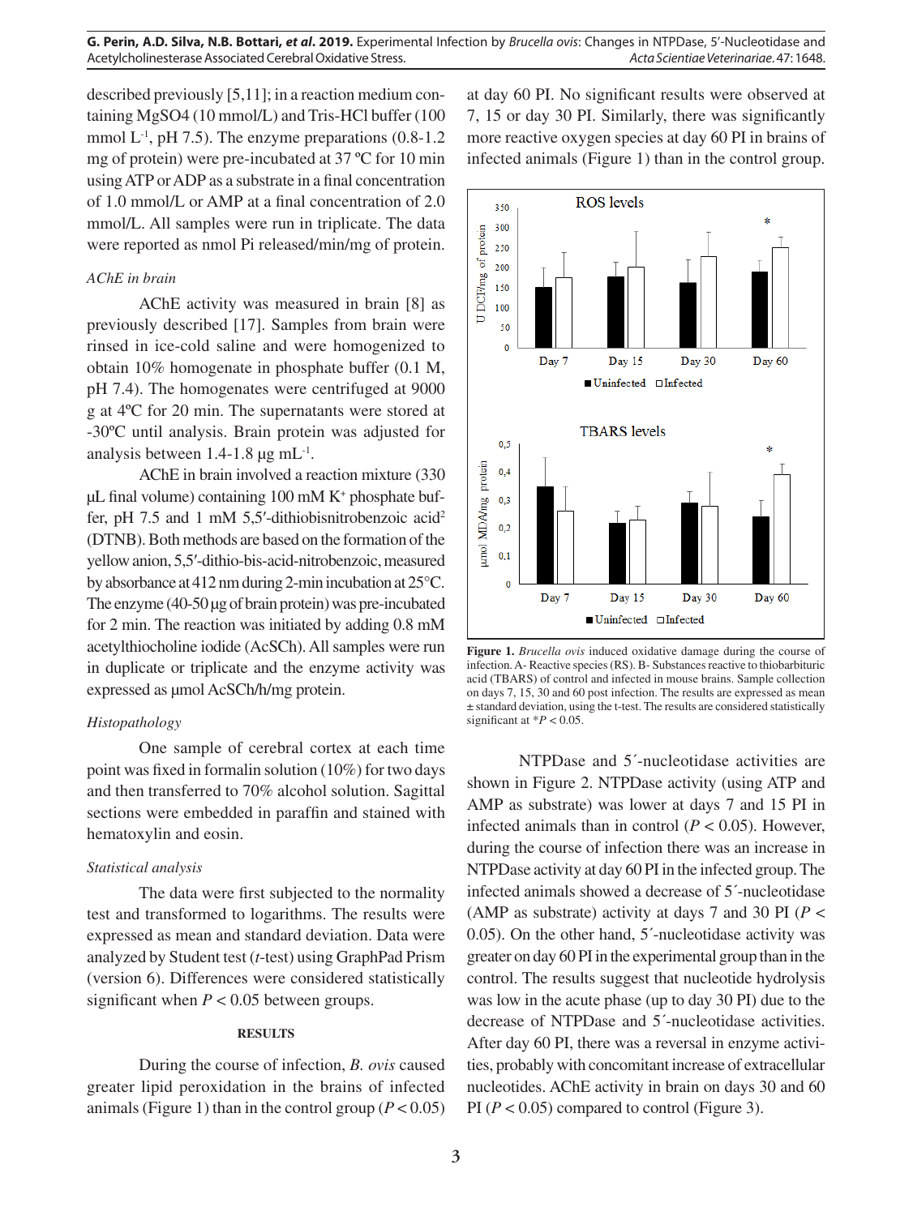described previously [5,11]; in a reaction medium containing $MgSO_4$ (10 mmol/L) and Tris-HCl buffer (100 mmol $L^{-1}$, pH 7.5). The enzyme preparations (0.8-1.2 mg of protein) were pre-incubated at 37 ºC for 10 min using ATP or ADP as a substrate in a final concentration of 1.0 mmol/L or AMP at a final concentration of 2.0 mmol/L. All samples were run in triplicate. The data were reported as nmol Pi released/min/mg of protein.

*AChE in brain*

AChE activity was measured in brain [8] as previously described [17]. Samples from brain were rinsed in ice-cold saline and were homogenized to obtain 10% homogenate in phosphate buffer (0.1 M, pH 7.4). The homogenates were centrifuged at 9000 g at 4ºC for 20 min. The supernatants were stored at -30ºC until analysis. Brain protein was adjusted for analysis between 1.4-1.8 µg $mL^{-1}$.

AChE in brain involved a reaction mixture (330 µL final volume) containing 100 mM $K^+$ phosphate buffer, pH 7.5 and 1 mM 5,5′-dithiobisnitrobenzoic acid[2] (DTNB). Both methods are based on the formation of the yellow anion, 5,5′-dithio-bis-acid-nitrobenzoic, measured by absorbance at 412 nm during 2-min incubation at 25°C. The enzyme (40-50 µg of brain protein) was pre-incubated for 2 min. The reaction was initiated by adding 0.8 mM acetylthiocholine iodide (AcSCh). All samples were run in duplicate or triplicate and the enzyme activity was expressed as µmol AcSCh/h/mg protein.

*Histopathology*

One sample of cerebral cortex at each time point was fixed in formalin solution (10%) for two days and then transferred to 70% alcohol solution. Sagittal sections were embedded in paraffin and stained with hematoxylin and eosin.

*Statistical analysis*

The data were first subjected to the normality test and transformed to logarithms. The results were expressed as mean and standard deviation. Data were analyzed by Student test (*t*-test) using GraphPad Prism (version 6). Differences were considered statistically significant when $P < 0.05$ between groups.

## RESULTS

During the course of infection, *B. ovis* caused greater lipid peroxidation in the brains of infected animals (Figure 1) than in the control group ($P < 0.05$) at day 60 PI. No significant results were observed at 7, 15 or day 30 PI. Similarly, there was significantly more reactive oxygen species at day 60 PI in brains of infected animals (Figure 1) than in the control group.

**Figure 1.** *Brucella ovis* induced oxidative damage during the course of infection. A- Reactive species (RS). B- Substances reactive to thiobarbituric acid (TBARS) of control and infected in mouse brains. Sample collection on days 7, 15, 30 and 60 post infection. The results are expressed as mean ± standard deviation, using the t-test. The results are considered statistically significant at $*P < 0.05$.

NTPDase and 5´-nucleotidase activities are shown in Figure 2. NTPDase activity (using ATP and AMP as substrate) was lower at days 7 and 15 PI in infected animals than in control ($P < 0.05$). However, during the course of infection there was an increase in NTPDase activity at day 60 PI in the infected group. The infected animals showed a decrease of 5´-nucleotidase (AMP as substrate) activity at days 7 and 30 PI ($P < 0.05$). On the other hand, 5´-nucleotidase activity was greater on day 60 PI in the experimental group than in the control. The results suggest that nucleotide hydrolysis was low in the acute phase (up to day 30 PI) due to the decrease of NTPDase and 5´-nucleotidase activities. After day 60 PI, there was a reversal in enzyme activities, probably with concomitant increase of extracellular nucleotides. AChE activity in brain on days 30 and 60 PI ($P < 0.05$) compared to control (Figure 3).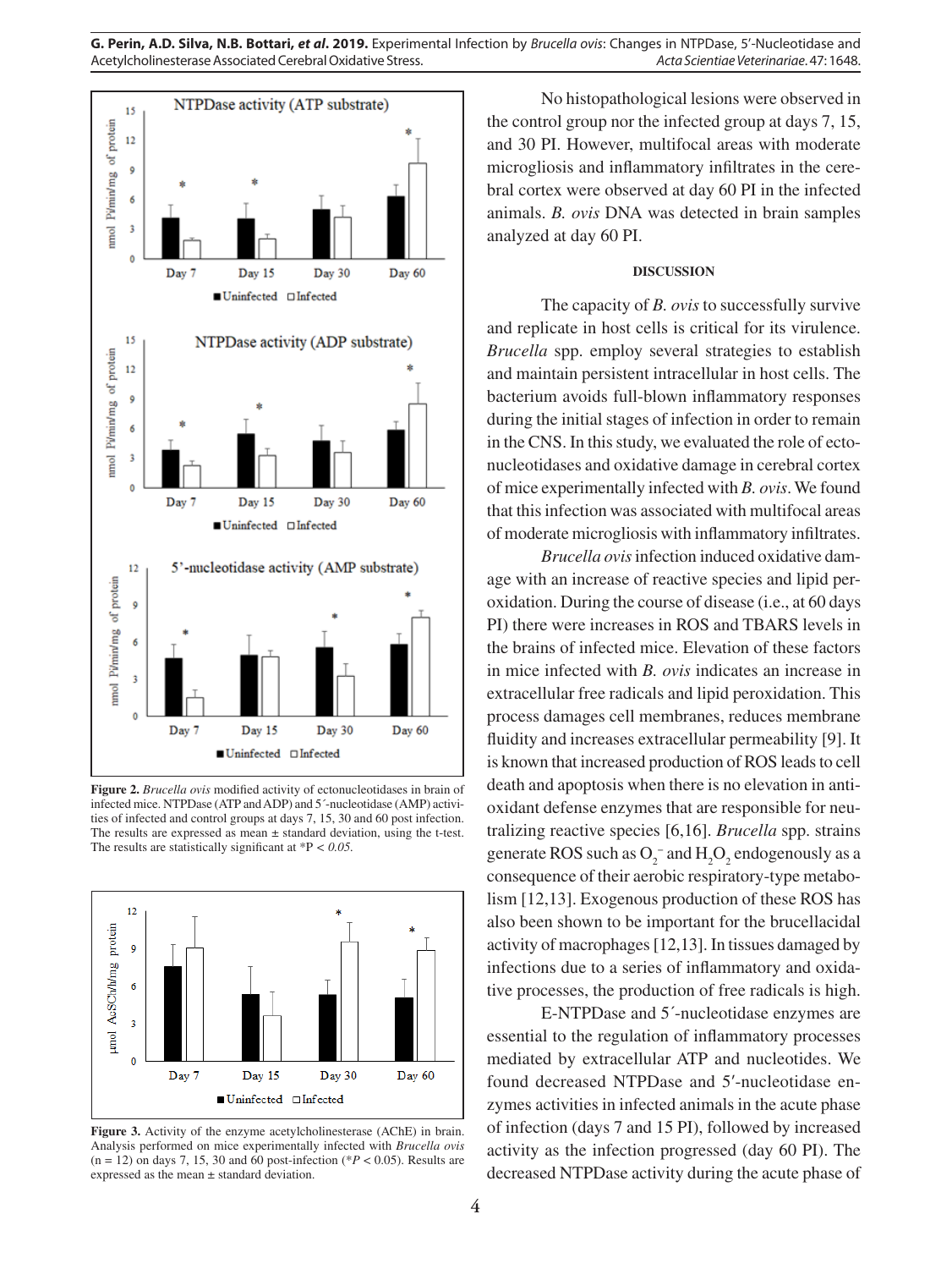**Figure 2.** *Brucella ovis* modified activity of ectonucleotidases in brain of infected mice. NTPDase (ATP and ADP) and 5´-nucleotidase (AMP) activities of infected and control groups at days 7, 15, 30 and 60 post infection. The results are expressed as mean ± standard deviation, using the t-test. The results are statistically significant at *P < *0.05*.

**Figure 3.** Activity of the enzyme acetylcholinesterase (AChE) in brain. Analysis performed on mice experimentally infected with *Brucella ovis* (n = 12) on days 7, 15, 30 and 60 post-infection (**P* < 0.05). Results are expressed as the mean ± standard deviation.

No histopathological lesions were observed in the control group nor the infected group at days 7, 15, and 30 PI. However, multifocal areas with moderate microgliosis and inflammatory infiltrates in the cerebral cortex were observed at day 60 PI in the infected animals. *B. ovis* DNA was detected in brain samples analyzed at day 60 PI.

## DISCUSSION

The capacity of *B. ovis* to successfully survive and replicate in host cells is critical for its virulence. *Brucella* spp. employ several strategies to establish and maintain persistent intracellular in host cells. The bacterium avoids full-blown inflammatory responses during the initial stages of infection in order to remain in the CNS. In this study, we evaluated the role of ectonucleotidases and oxidative damage in cerebral cortex of mice experimentally infected with *B. ovis*. We found that this infection was associated with multifocal areas of moderate microgliosis with inflammatory infiltrates.

*Brucella ovis* infection induced oxidative damage with an increase of reactive species and lipid peroxidation. During the course of disease (i.e., at 60 days PI) there were increases in ROS and TBARS levels in the brains of infected mice. Elevation of these factors in mice infected with *B. ovis* indicates an increase in extracellular free radicals and lipid peroxidation. This process damages cell membranes, reduces membrane fluidity and increases extracellular permeability [9]. It is known that increased production of ROS leads to cell death and apoptosis when there is no elevation in antioxidant defense enzymes that are responsible for neutralizing reactive species [6,16]. *Brucella* spp. strains generate ROS such as $O_2^-$ and $H_2O_2$ endogenously as a consequence of their aerobic respiratory-type metabolism [12,13]. Exogenous production of these ROS has also been shown to be important for the brucellacidal activity of macrophages [12,13]. In tissues damaged by infections due to a series of inflammatory and oxidative processes, the production of free radicals is high.

E-NTPDase and 5´-nucleotidase enzymes are essential to the regulation of inflammatory processes mediated by extracellular ATP and nucleotides. We found decreased NTPDase and 5′-nucleotidase enzymes activities in infected animals in the acute phase of infection (days 7 and 15 PI), followed by increased activity as the infection progressed (day 60 PI). The decreased NTPDase activity during the acute phase of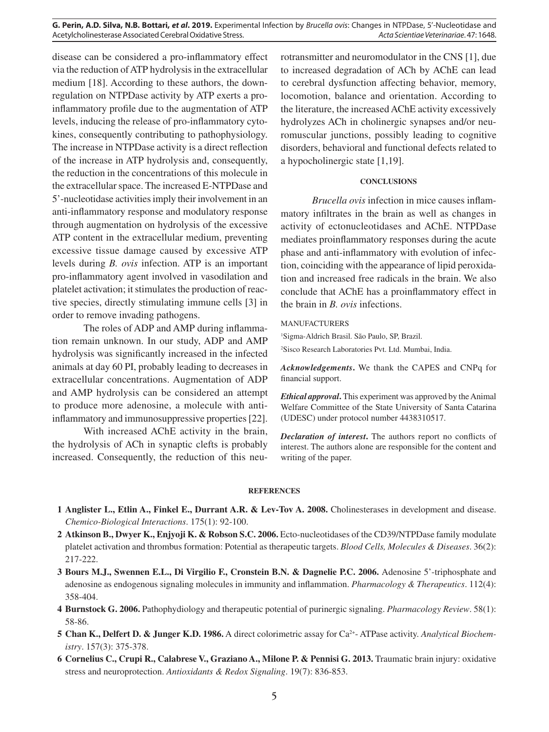disease can be considered a pro-inflammatory effect via the reduction of ATP hydrolysis in the extracellular medium [18]. According to these authors, the downregulation on NTPDase activity by ATP exerts a pro-inflammatory profile due to the augmentation of ATP levels, inducing the release of pro-inflammatory cytokines, consequently contributing to pathophysiology. The increase in NTPDase activity is a direct reflection of the increase in ATP hydrolysis and, consequently, the reduction in the concentrations of this molecule in the extracellular space. The increased E-NTPDase and 5'-nucleotidase activities imply their involvement in an anti-inflammatory response and modulatory response through augmentation on hydrolysis of the excessive ATP content in the extracellular medium, preventing excessive tissue damage caused by excessive ATP levels during *B. ovis* infection. ATP is an important pro-inflammatory agent involved in vasodilation and platelet activation; it stimulates the production of reactive species, directly stimulating immune cells [3] in order to remove invading pathogens.

The roles of ADP and AMP during inflammation remain unknown. In our study, ADP and AMP hydrolysis was significantly increased in the infected animals at day 60 PI, probably leading to decreases in extracellular concentrations. Augmentation of ADP and AMP hydrolysis can be considered an attempt to produce more adenosine, a molecule with anti-inflammatory and immunosuppressive properties [22].

With increased AChE activity in the brain, the hydrolysis of ACh in synaptic clefts is probably increased. Consequently, the reduction of this neurotransmitter and neuromodulator in the CNS [1], due to increased degradation of ACh by AChE can lead to cerebral dysfunction affecting behavior, memory, locomotion, balance and orientation. According to the literature, the increased AChE activity excessively hydrolyzes ACh in cholinergic synapses and/or neuromuscular junctions, possibly leading to cognitive disorders, behavioral and functional defects related to a hypocholinergic state [1,19].

## CONCLUSIONS

*Brucella ovis* infection in mice causes inflammatory infiltrates in the brain as well as changes in activity of ectonucleotidases and AChE. NTPDase mediates proinflammatory responses during the acute phase and anti-inflammatory with evolution of infection, coinciding with the appearance of lipid peroxidation and increased free radicals in the brain. We also conclude that AChE has a proinflammatory effect in the brain in *B. ovis* infections.

MANUFACTURERS

[1]Sigma-Aldrich Brasil. São Paulo, SP, Brazil.

[2]Sisco Research Laboratories Pvt. Ltd. Mumbai, India.

***Acknowledgements*.** We thank the CAPES and CNPq for financial support.

***Ethical approval*.** This experiment was approved by the Animal Welfare Committee of the State University of Santa Catarina (UDESC) under protocol number 4438310517.

***Declaration of interest*.** The authors report no conflicts of interest. The authors alone are responsible for the content and writing of the paper.

## REFERENCES

1 **Anglister L., Etlin A., Finkel E., Durrant A.R. & Lev-Tov A. 2008.** Cholinesterases in development and disease. *Chemico-Biological Interactions*. 175(1): 92-100.

2 **Atkinson B., Dwyer K., Enjyoji K. & Robson S.C. 2006.** Ecto-nucleotidases of the CD39/NTPDase family modulate platelet activation and thrombus formation: Potential as therapeutic targets. *Blood Cells, Molecules & Diseases*. 36(2): 217-222.

3 **Bours M.J., Swennen E.L., Di Virgilio F., Cronstein B.N. & Dagnelie P.C. 2006.** Adenosine 5'-triphosphate and adenosine as endogenous signaling molecules in immunity and inflammation. *Pharmacology & Therapeutics*. 112(4): 358-404.

4 **Burnstock G. 2006.** Pathophydiology and therapeutic potential of purinergic signaling. *Pharmacology Review*. 58(1): 58-86.

5 **Chan K., Delfert D. & Junger K.D. 1986.** A direct colorimetric assay for $Ca^{2+}$- ATPase activity. *Analytical Biochemistry*. 157(3): 375-378.

6 **Cornelius C., Crupi R., Calabrese V., Graziano A., Milone P. & Pennisi G. 2013.** Traumatic brain injury: oxidative stress and neuroprotection. *Antioxidants & Redox Signaling*. 19(7): 836-853.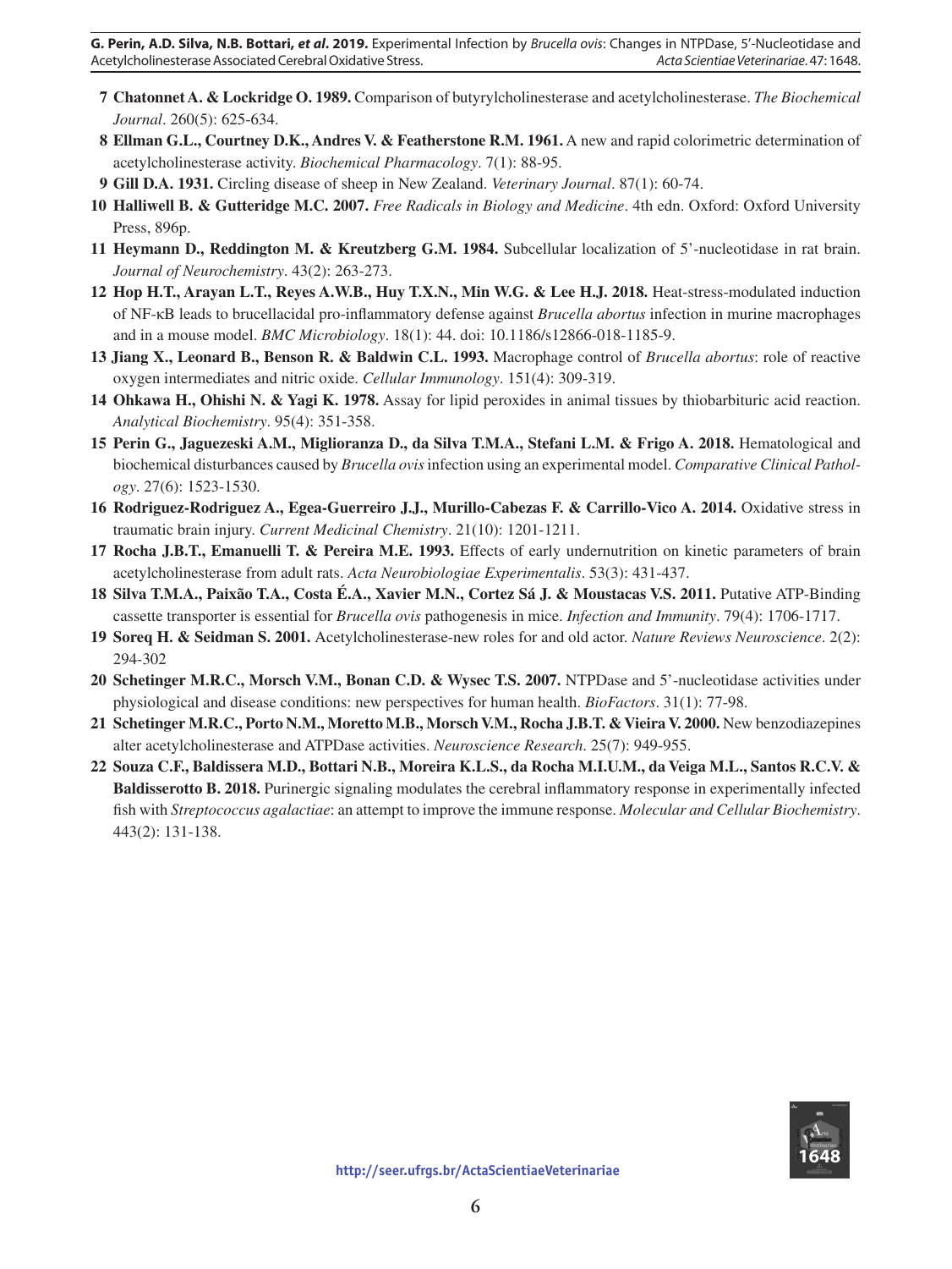7 **Chatonnet A. & Lockridge O. 1989.** Comparison of butyrylcholinesterase and acetylcholinesterase. *The Biochemical Journal*. 260(5): 625-634.

8 **Ellman G.L., Courtney D.K., Andres V. & Featherstone R.M. 1961.** A new and rapid colorimetric determination of acetylcholinesterase activity. *Biochemical Pharmacology*. 7(1): 88-95.

9 **Gill D.A. 1931.** Circling disease of sheep in New Zealand. *Veterinary Journal*. 87(1): 60-74.

10 **Halliwell B. & Gutteridge M.C. 2007.** *Free Radicals in Biology and Medicine*. 4th edn. Oxford: Oxford University Press, 896p.

11 **Heymann D., Reddington M. & Kreutzberg G.M. 1984.** Subcellular localization of 5'-nucleotidase in rat brain. *Journal of Neurochemistry*. 43(2): 263-273.

12 **Hop H.T., Arayan L.T., Reyes A.W.B., Huy T.X.N., Min W.G. & Lee H.J. 2018.** Heat-stress-modulated induction of NF-κB leads to brucellacidal pro-inflammatory defense against *Brucella abortus* infection in murine macrophages and in a mouse model. *BMC Microbiology*. 18(1): 44. doi: 10.1186/s12866-018-1185-9.

13 **Jiang X., Leonard B., Benson R. & Baldwin C.L. 1993.** Macrophage control of *Brucella abortus*: role of reactive oxygen intermediates and nitric oxide. *Cellular Immunology*. 151(4): 309-319.

14 **Ohkawa H., Ohishi N. & Yagi K. 1978.** Assay for lipid peroxides in animal tissues by thiobarbituric acid reaction. *Analytical Biochemistry*. 95(4): 351-358.

15 **Perin G., Jaguezeski A.M., Miglioranza D., da Silva T.M.A., Stefani L.M. & Frigo A. 2018.** Hematological and biochemical disturbances caused by *Brucella ovis* infection using an experimental model. *Comparative Clinical Pathology*. 27(6): 1523-1530.

16 **Rodriguez-Rodriguez A., Egea-Guerreiro J.J., Murillo-Cabezas F. & Carrillo-Vico A. 2014.** Oxidative stress in traumatic brain injury. *Current Medicinal Chemistry*. 21(10): 1201-1211.

17 **Rocha J.B.T., Emanuelli T. & Pereira M.E. 1993.** Effects of early undernutrition on kinetic parameters of brain acetylcholinesterase from adult rats. *Acta Neurobiologiae Experimentalis*. 53(3): 431-437.

18 **Silva T.M.A., Paixão T.A., Costa É.A., Xavier M.N., Cortez Sá J. & Moustacas V.S. 2011.** Putative ATP-Binding cassette transporter is essential for *Brucella ovis* pathogenesis in mice. *Infection and Immunity*. 79(4): 1706-1717.

19 **Soreq H. & Seidman S. 2001.** Acetylcholinesterase-new roles for and old actor. *Nature Reviews Neuroscience*. 2(2): 294-302

20 **Schetinger M.R.C., Morsch V.M., Bonan C.D. & Wysec T.S. 2007.** NTPDase and 5'-nucleotidase activities under physiological and disease conditions: new perspectives for human health. *BioFactors*. 31(1): 77-98.

21 **Schetinger M.R.C., Porto N.M., Moretto M.B., Morsch V.M., Rocha J.B.T. & Vieira V. 2000.** New benzodiazepines alter acetylcholinesterase and ATPDase activities. *Neuroscience Research*. 25(7): 949-955.

22 **Souza C.F., Baldissera M.D., Bottari N.B., Moreira K.L.S., da Rocha M.I.U.M., da Veiga M.L., Santos R.C.V. & Baldisserotto B. 2018.** Purinergic signaling modulates the cerebral inflammatory response in experimentally infected fish with *Streptococcus agalactiae*: an attempt to improve the immune response. *Molecular and Cellular Biochemistry*. 443(2): 131-138.